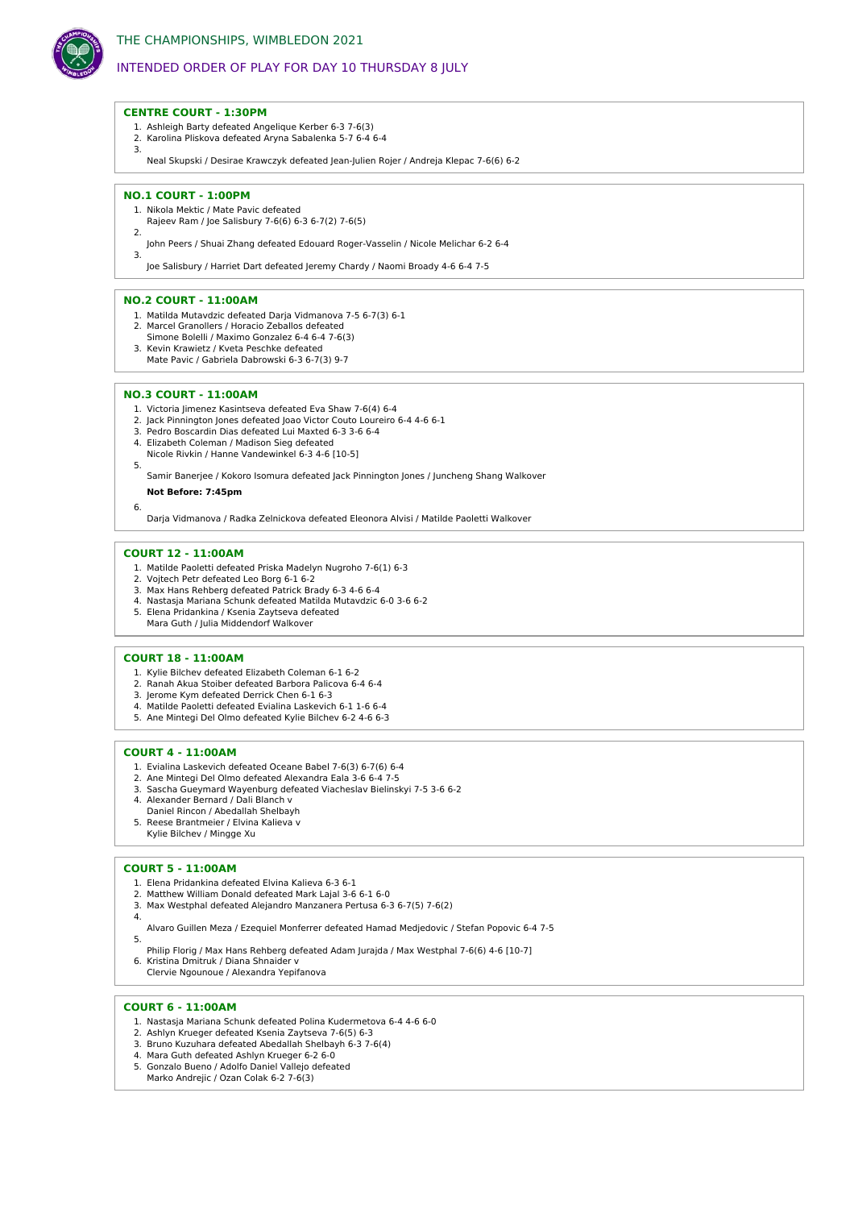# THE CHAMPIONSHIPS, WIMBLEDON 2021

## INTENDED ORDER OF PLAY FOR DAY 10 THURSDAY 8 JULY

### CENTRE COURT - 1:30PM

1. Ashleigh Barty defeated Angelique Kerber 6-3 7-6(3)
2. Karolina Pliskova defeated Aryna Sabalenka 5-7 6-4 6-4
3. Neal Skupski / Desirae Krawczyk defeated Jean-Julien Rojer / Andreja Klepac 7-6(6) 6-2

### NO.1 COURT - 1:00PM

1. Nikola Mektic / Mate Pavic defeated Rajeev Ram / Joe Salisbury 7-6(6) 6-3 6-7(2) 7-6(5)
2. John Peers / Shuai Zhang defeated Edouard Roger-Vasselin / Nicole Melichar 6-2 6-4
3. Joe Salisbury / Harriet Dart defeated Jeremy Chardy / Naomi Broady 4-6 6-4 7-5

### NO.2 COURT - 11:00AM

1. Matilda Mutavdzic defeated Darja Vidmanova 7-5 6-7(3) 6-1
2. Marcel Granollers / Horacio Zeballos defeated Simone Bolelli / Maximo Gonzalez 6-4 6-4 7-6(3)
3. Kevin Krawietz / Kveta Peschke defeated Mate Pavic / Gabriela Dabrowski 6-3 6-7(3) 9-7

### NO.3 COURT - 11:00AM

1. Victoria Jimenez Kasintseva defeated Eva Shaw 7-6(4) 6-4
2. Jack Pinnington Jones defeated Joao Victor Couto Loureiro 6-4 4-6 6-1
3. Pedro Boscardin Dias defeated Lui Maxted 6-3 3-6 6-4
4. Elizabeth Coleman / Madison Sieg defeated Nicole Rivkin / Hanne Vandewinkel 6-3 4-6 [10-5]
5. Samir Banerjee / Kokoro Isomura defeated Jack Pinnington Jones / Juncheng Shang Walkover

**Not Before: 7:45pm**

6. Darja Vidmanova / Radka Zelnickova defeated Eleonora Alvisi / Matilde Paoletti Walkover

### COURT 12 - 11:00AM

1. Matilde Paoletti defeated Priska Madelyn Nugroho 7-6(1) 6-3
2. Vojtech Petr defeated Leo Borg 6-1 6-2
3. Max Hans Rehberg defeated Patrick Brady 6-3 4-6 6-4
4. Nastasja Mariana Schunk defeated Matilda Mutavdzic 6-0 3-6 6-2
5. Elena Pridankina / Ksenia Zaytseva defeated Mara Guth / Julia Middendorf Walkover

### COURT 18 - 11:00AM

1. Kylie Bilchev defeated Elizabeth Coleman 6-1 6-2
2. Ranah Akua Stoiber defeated Barbora Palicova 6-4 6-4
3. Jerome Kym defeated Derrick Chen 6-1 6-3
4. Matilde Paoletti defeated Evialina Laskevich 6-1 1-6 6-4
5. Ane Mintegi Del Olmo defeated Kylie Bilchev 6-2 4-6 6-3

### COURT 4 - 11:00AM

1. Evialina Laskevich defeated Oceane Babel 7-6(3) 6-7(6) 6-4
2. Ane Mintegi Del Olmo defeated Alexandra Eala 3-6 6-4 7-5
3. Sascha Gueymard Wayenburg defeated Viacheslav Bielinskyi 7-5 3-6 6-2
4. Alexander Bernard / Dali Blanch v Daniel Rincon / Abedallah Shelbayh
5. Reese Brantmeier / Elvina Kalieva v Kylie Bilchev / Mingge Xu

### COURT 5 - 11:00AM

1. Elena Pridankina defeated Elvina Kalieva 6-3 6-1
2. Matthew William Donald defeated Mark Lajal 3-6 6-1 6-0
3. Max Westphal defeated Alejandro Manzanera Pertusa 6-3 6-7(5) 7-6(2)
4. Alvaro Guillen Meza / Ezequiel Monferrer defeated Hamad Medjedovic / Stefan Popovic 6-4 7-5
5. Philip Florig / Max Hans Rehberg defeated Adam Jurajda / Max Westphal 7-6(6) 4-6 [10-7]
6. Kristina Dmitruk / Diana Shnaider v Clervie Ngounoue / Alexandra Yepifanova

### COURT 6 - 11:00AM

1. Nastasja Mariana Schunk defeated Polina Kudermetova 6-4 4-6 6-0
2. Ashlyn Krueger defeated Ksenia Zaytseva 7-6(5) 6-3
3. Bruno Kuzuhara defeated Abedallah Shelbayh 6-3 7-6(4)
4. Mara Guth defeated Ashlyn Krueger 6-2 6-0
5. Gonzalo Bueno / Adolfo Daniel Vallejo defeated Marko Andrejic / Ozan Colak 6-2 7-6(3)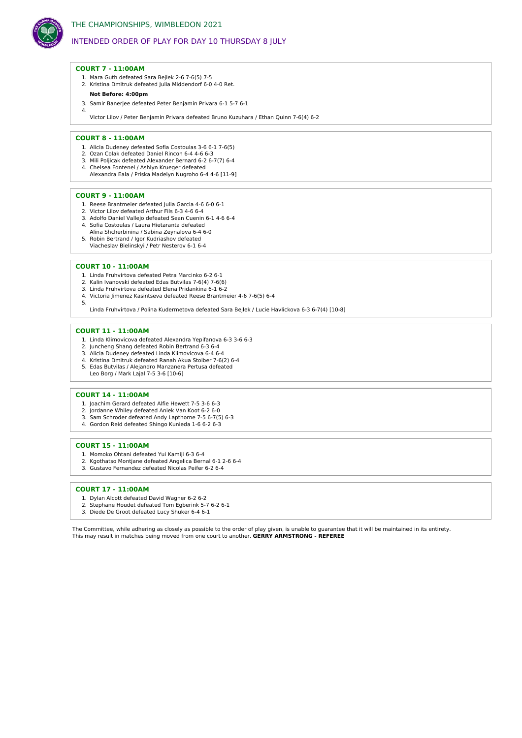# THE CHAMPIONSHIPS, WIMBLEDON 2021

## INTENDED ORDER OF PLAY FOR DAY 10 THURSDAY 8 JULY

### COURT 7 - 11:00AM

1. Mara Guth defeated Sara Bejlek 2-6 7-6(5) 7-5
2. Kristina Dmitruk defeated Julia Middendorf 6-0 4-0 Ret.

**Not Before: 4:00pm**

3. Samir Banerjee defeated Peter Benjamin Privara 6-1 5-7 6-1
4. Victor Lilov / Peter Benjamin Privara defeated Bruno Kuzuhara / Ethan Quinn 7-6(4) 6-2

### COURT 8 - 11:00AM

1. Alicia Dudeney defeated Sofia Costoulas 3-6 6-1 7-6(5)
2. Ozan Colak defeated Daniel Rincon 6-4 4-6 6-3
3. Mili Poljicak defeated Alexander Bernard 6-2 6-7(7) 6-4
4. Chelsea Fontenel / Ashlyn Krueger defeated Alexandra Eala / Priska Madelyn Nugroho 6-4 4-6 [11-9]

### COURT 9 - 11:00AM

1. Reese Brantmeier defeated Julia Garcia 4-6 6-0 6-1
2. Victor Lilov defeated Arthur Fils 6-3 4-6 6-4
3. Adolfo Daniel Vallejo defeated Sean Cuenin 6-1 4-6 6-4
4. Sofia Costoulas / Laura Hietaranta defeated Alina Shcherbinina / Sabina Zeynalova 6-4 6-0
5. Robin Bertrand / Igor Kudriashov defeated Viacheslav Bielinskyi / Petr Nesterov 6-1 6-4

### COURT 10 - 11:00AM

1. Linda Fruhvirtova defeated Petra Marcinko 6-2 6-1
2. Kalin Ivanovski defeated Edas Butvilas 7-6(4) 7-6(6)
3. Linda Fruhvirtova defeated Elena Pridankina 6-1 6-2
4. Victoria Jimenez Kasintseva defeated Reese Brantmeier 4-6 7-6(5) 6-4
5. Linda Fruhvirtova / Polina Kudermetova defeated Sara Bejlek / Lucie Havlickova 6-3 6-7(4) [10-8]

### COURT 11 - 11:00AM

1. Linda Klimovicova defeated Alexandra Yepifanova 6-3 3-6 6-3
2. Juncheng Shang defeated Robin Bertrand 6-3 6-4
3. Alicia Dudeney defeated Linda Klimovicova 6-4 6-4
4. Kristina Dmitruk defeated Ranah Akua Stoiber 7-6(2) 6-4
5. Edas Butvilas / Alejandro Manzanera Pertusa defeated Leo Borg / Mark Lajal 7-5 3-6 [10-6]

### COURT 14 - 11:00AM

1. Joachim Gerard defeated Alfie Hewett 7-5 3-6 6-3
2. Jordanne Whiley defeated Aniek Van Koot 6-2 6-0
3. Sam Schroder defeated Andy Lapthorne 7-5 6-7(5) 6-3
4. Gordon Reid defeated Shingo Kunieda 1-6 6-2 6-3

### COURT 15 - 11:00AM

1. Momoko Ohtani defeated Yui Kamiji 6-3 6-4
2. Kgothatso Montjane defeated Angelica Bernal 6-1 2-6 6-4
3. Gustavo Fernandez defeated Nicolas Peifer 6-2 6-4

### COURT 17 - 11:00AM

1. Dylan Alcott defeated David Wagner 6-2 6-2
2. Stephane Houdet defeated Tom Egberink 5-7 6-2 6-1
3. Diede De Groot defeated Lucy Shuker 6-4 6-1

The Committee, while adhering as closely as possible to the order of play given, is unable to guarantee that it will be maintained in its entirety. This may result in matches being moved from one court to another. **GERRY ARMSTRONG - REFEREE**